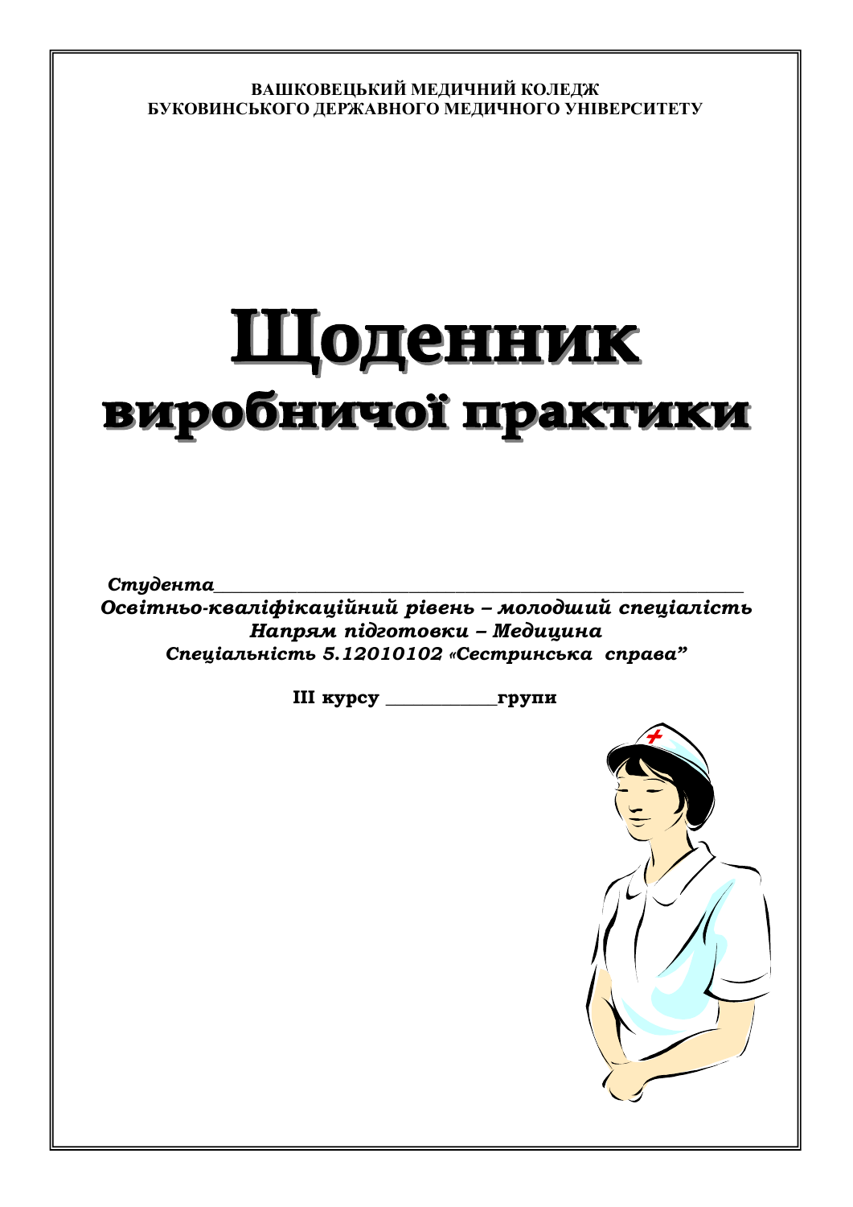**ВАШКОВЕЦЬКИЙ МЕДИЧНИЙ КОЛЕДЖ**
**БУКОВИНСЬКОГО ДЕРЖАВНОГО МЕДИЧНОГО УНІВЕРСИТЕТУ**

# Щоденник
## виробничої практики

***Студента***________________________________________________________________

***Освітньо-кваліфікаційний рівень – молодший спеціаліст***
***Напрям підготовки – Медицина***
***Спеціальність 5.12010102 «Сестринська справа"***

**ІІІ курсу ______________групи**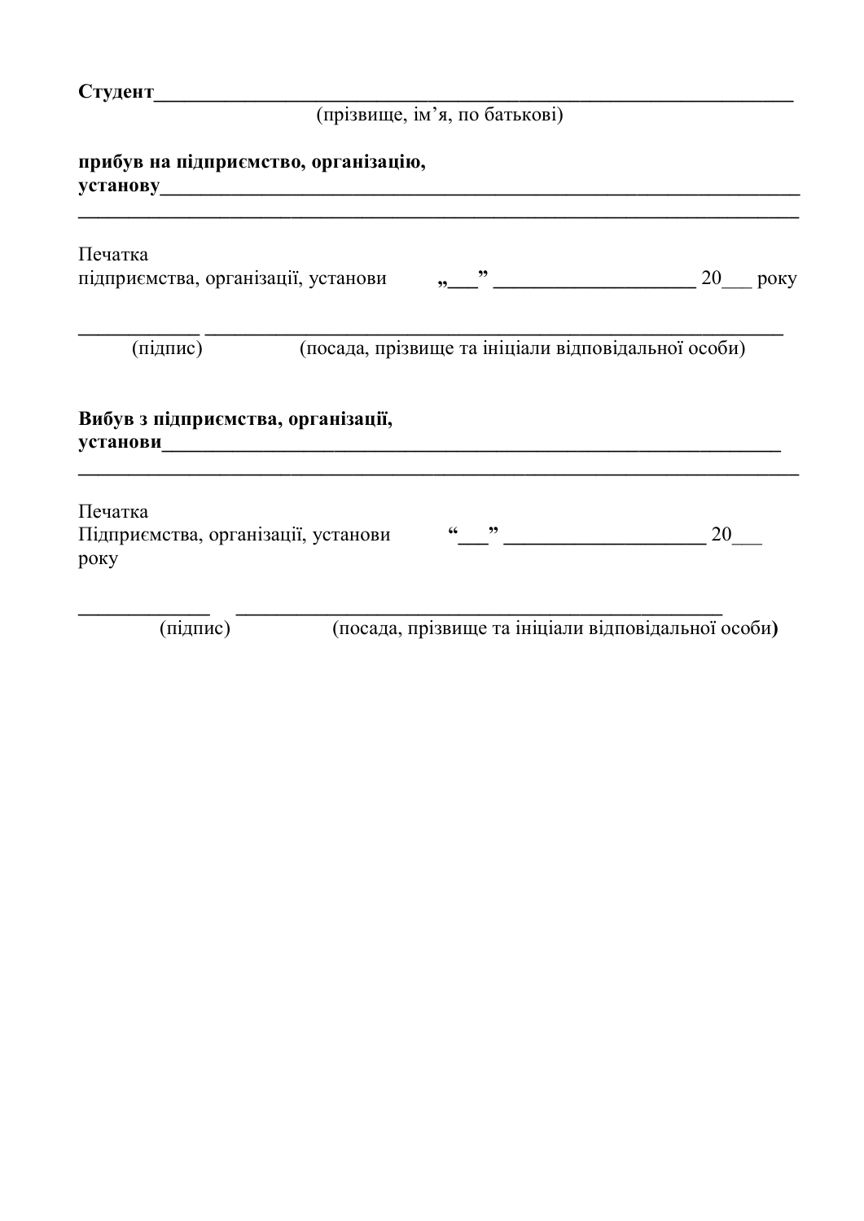**Студент**______________________________________________________________

(прізвище, ім’я, по батькові)

**прибув на підприємство, організацію, установу**_________________________________________________________________

___________________________________________________________________________

Печатка
підприємства, організації, установи **„___” ____________________** 20___ року

_____________ _______________________________________________________

(підпис) (посада, прізвище та ініціали відповідальної особи)

**Вибув з підприємства, організації, установи**_______________________________________________________________

___________________________________________________________________________

Печатка
Підприємства, організації, установи **“___” ____________________** 20___ року

_____________ ____________________________________________

(підпис) (посада, прізвище та ініціали відповідальної особи)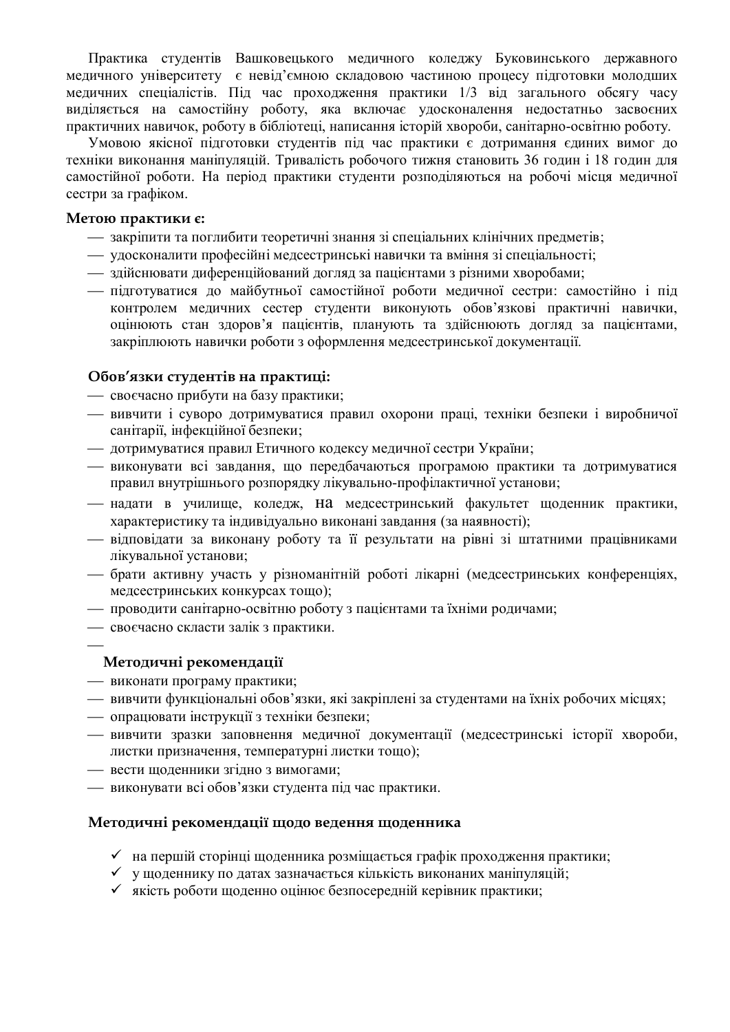Практика студентів Вашковецького медичного коледжу Буковинського державного медичного університету є невід'ємною складовою частиною процесу підготовки молодших медичних спеціалістів. Під час проходження практики 1/3 від загального обсягу часу виділяється на самостійну роботу, яка включає удосконалення недостатньо засвоєних практичних навичок, роботу в бібліотеці, написання історій хвороби, санітарно-освітню роботу.

Умовою якісної підготовки студентів під час практики є дотримання єдиних вимог до техніки виконання маніпуляцій. Тривалість робочого тижня становить 36 годин і 18 годин для самостійної роботи. На період практики студенти розподіляються на робочі місця медичної сестри за графіком.

**Метою практики є:**

- закріпити та поглибити теоретичні знання зі спеціальних клінічних предметів;
- удосконалити професійні медсестринські навички та вміння зі спеціальності;
- здійснювати диференційований догляд за пацієнтами з різними хворобами;
- підготуватися до майбутньої самостійної роботи медичної сестри: самостійно і під контролем медичних сестер студенти виконують обов'язкові практичні навички, оцінюють стан здоров'я пацієнтів, планують та здійснюють догляд за пацієнтами, закріплюють навички роботи з оформлення медсестринської документації.

**Обов'язки студентів на практиці:**

- своєчасно прибути на базу практики;
- вивчити і суворо дотримуватися правил охорони праці, техніки безпеки і виробничої санітарії, інфекційної безпеки;
- дотримуватися правил Етичного кодексу медичної сестри України;
- виконувати всі завдання, що передбачаються програмою практики та дотримуватися правил внутрішнього розпорядку лікувально-профілактичної установи;
- надати в училище, коледж, на медсестринський факультет щоденник практики, характеристику та індивідуально виконані завдання (за наявності);
- відповідати за виконану роботу та її результати на рівні зі штатними працівниками лікувальної установи;
- брати активну участь у різноманітній роботі лікарні (медсестринських конференціях, медсестринських конкурсах тощо);
- проводити санітарно-освітню роботу з пацієнтами та їхніми родичами;
- своєчасно скласти залік з практики.

**Методичні рекомендації**

- виконати програму практики;
- вивчити функціональні обов'язки, які закріплені за студентами на їхніх робочих місцях;
- опрацювати інструкції з техніки безпеки;
- вивчити зразки заповнення медичної документації (медсестринські історії хвороби, листки призначення, температурні листки тощо);
- вести щоденники згідно з вимогами;
- виконувати всі обов'язки студента під час практики.

**Методичні рекомендації щодо ведення щоденника**

- ✓ на першій сторінці щоденника розміщається графік проходження практики;
- ✓ у щоденнику по датах зазначається кількість виконаних маніпуляцій;
- ✓ якість роботи щоденно оцінює безпосередній керівник практики;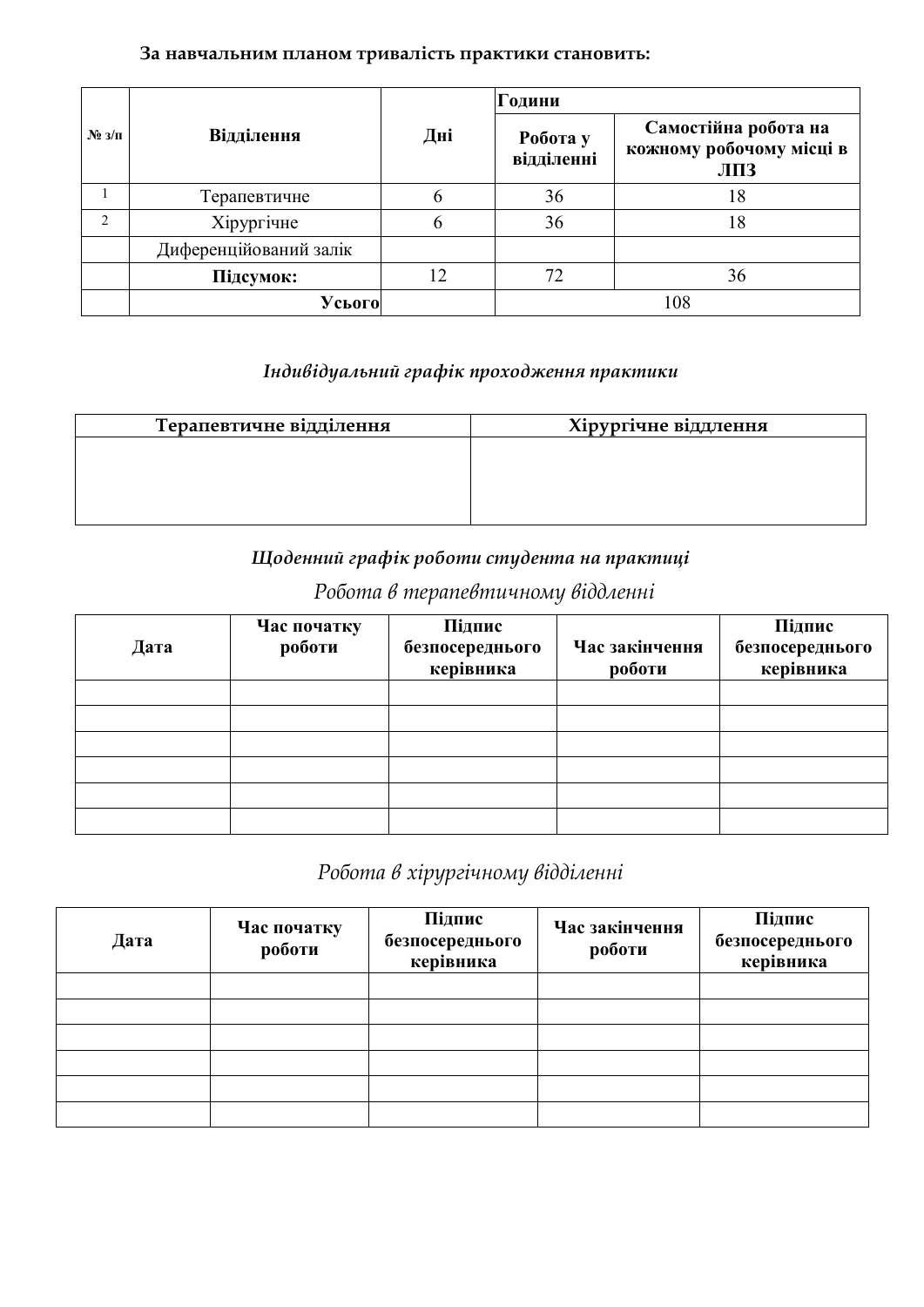**За навчальним планом тривалість практики становить:**

| № з/п | Відділення | Дні | Години | |
|---|---|---|---|---|
| | | | Робота у відділенні | Самостійна робота на кожному робочому місці в ЛПЗ |
| 1 | Терапевтичне | 6 | 36 | 18 |
| 2 | Хірургічне | 6 | 36 | 18 |
| | Диференційований залік | | | |
| | **Підсумок:** | 12 | 72 | 36 |
| | **Усього** | | 108 | |

### *Індивідуальний графік проходження практики*

| Терапевтичне відділення | Хірургічне відділення |
|---|---|
| | |

### *Щоденний графік роботи студента на практиці*

*Робота в терапевтичному відділенні*

| Дата | Час початку роботи | Підпис безпосереднього керівника | Час закінчення роботи | Підпис безпосереднього керівника |
|---|---|---|---|---|
| | | | | |
| | | | | |
| | | | | |
| | | | | |
| | | | | |
| | | | | |

*Робота в хірургічному відділенні*

| Дата | Час початку роботи | Підпис безпосереднього керівника | Час закінчення роботи | Підпис безпосереднього керівника |
|---|---|---|---|---|
| | | | | |
| | | | | |
| | | | | |
| | | | | |
| | | | | |
| | | | | |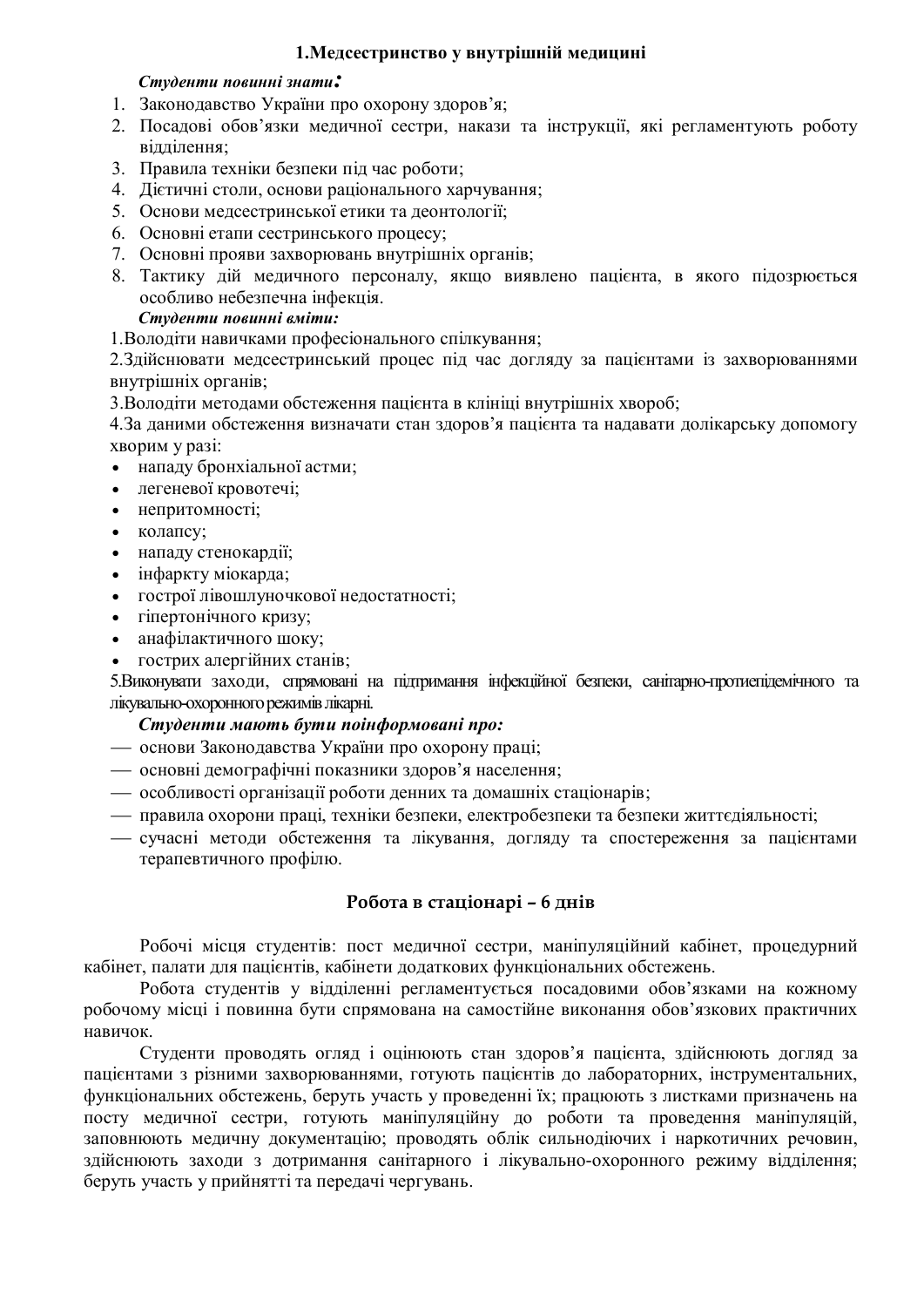## 1.Медсестринство у внутрішній медицині

***Студенти повинні знати:***

1. Законодавство України про охорону здоров'я;
2. Посадові обов'язки медичної сестри, накази та інструкції, які регламентують роботу відділення;
3. Правила техніки безпеки під час роботи;
4. Дієтичні столи, основи раціонального харчування;
5. Основи медсестринської етики та деонтології;
6. Основні етапи сестринського процесу;
7. Основні прояви захворювань внутрішніх органів;
8. Тактику дій медичного персоналу, якщо виявлено пацієнта, в якого підозрюється особливо небезпечна інфекція.

***Студенти повинні вміти:***

1.Володіти навичками професіонального спілкування;

2.Здійснювати медсестринський процес під час догляду за пацієнтами із захворюваннями внутрішніх органів;

3.Володіти методами обстеження пацієнта в клініці внутрішніх хвороб;

4.За даними обстеження визначати стан здоров'я пацієнта та надавати долікарську допомогу хворим у разі:

- нападу бронхіальної астми;
- легеневої кровотечі;
- непритомності;
- колапсу;
- нападу стенокардії;
- інфаркту міокарда;
- гострої лівошлуночкової недостатності;
- гіпертонічного кризу;
- анафілактичного шоку;
- гострих алергійних станів;

5.Виконувати заходи, спрямовані на підтримання інфекційної безпеки, санітарно-протиепідемічного та лікувально-охоронного режимів лікарні.

***Студенти мають бути поінформовані про:***

- основи Законодавства України про охорону праці;
- основні демографічні показники здоров'я населення;
- особливості організації роботи денних та домашніх стаціонарів;
- правила охорони праці, техніки безпеки, електробезпеки та безпеки життєдіяльності;
- сучасні методи обстеження та лікування, догляду та спостереження за пацієнтами терапевтичного профілю.

### Робота в стаціонарі – 6 днів

Робочі місця студентів: пост медичної сестри, маніпуляційний кабінет, процедурний кабінет, палати для пацієнтів, кабінети додаткових функціональних обстежень.

Робота студентів у відділенні регламентується посадовими обов'язками на кожному робочому місці і повинна бути спрямована на самостійне виконання обов'язкових практичних навичок.

Студенти проводять огляд і оцінюють стан здоров'я пацієнта, здійснюють догляд за пацієнтами з різними захворюваннями, готують пацієнтів до лабораторних, інструментальних, функціональних обстежень, беруть участь у проведенні їх; працюють з листками призначень на посту медичної сестри, готують маніпуляційну до роботи та проведення маніпуляцій, заповнюють медичну документацію; проводять облік сильнодіючих і наркотичних речовин, здійснюють заходи з дотримання санітарного і лікувально-охоронного режиму відділення; беруть участь у прийнятті та передачі чергувань.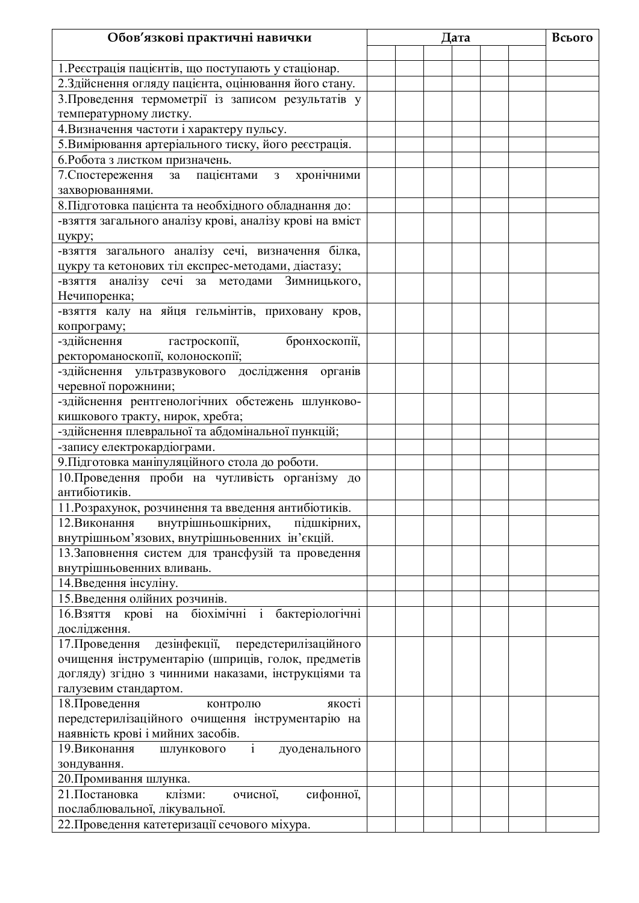| Обов'язкові практичні навички | Дата | | | | | | Всього |
|---|---|---|---|---|---|---|---|
| | | | | | | | |
| 1.Реєстрація пацієнтів, що поступають у стаціонар. | | | | | | | |
| 2.Здійснення огляду пацієнта, оцінювання його стану. | | | | | | | |
| 3.Проведення термометрії із записом результатів у температурному листку. | | | | | | | |
| 4.Визначення частоти і характеру пульсу. | | | | | | | |
| 5.Вимірювання артеріального тиску, його реєстрація. | | | | | | | |
| 6.Робота з листком призначень. | | | | | | | |
| 7.Спостереження за пацієнтами з хронічними захворюваннями. | | | | | | | |
| 8.Підготовка пацієнта та необхідного обладнання до: | | | | | | | |
| -взяття загального аналізу крові, аналізу крові на вміст цукру; | | | | | | | |
| -взяття загального аналізу сечі, визначення білка, цукру та кетонових тіл експрес-методами, діастазу; | | | | | | | |
| -взяття аналізу сечі за методами Зимницького, Нечипоренка; | | | | | | | |
| -взяття калу на яйця гельмінтів, приховану кров, копрограму; | | | | | | | |
| -здійснення гастроскопії, бронхоскопії, ректороманоскопії, колоноскопії; | | | | | | | |
| -здійснення ультразвукового дослідження органів черевної порожнини; | | | | | | | |
| -здійснення рентгенологічних обстежень шлунково-кишкового тракту, нирок, хребта; | | | | | | | |
| -здійснення плевральної та абдомінальної пункцій; | | | | | | | |
| -запису електрокардіограми. | | | | | | | |
| 9.Підготовка маніпуляційного стола до роботи. | | | | | | | |
| 10.Проведення проби на чутливість організму до антибіотиків. | | | | | | | |
| 11.Розрахунок, розчинення та введення антибіотиків. | | | | | | | |
| 12.Виконання внутрішньошкірних, підшкірних, внутрішньом'язових, внутрішньовенних ін'єкцій. | | | | | | | |
| 13.Заповнення систем для трансфузій та проведення внутрішньовенних вливань. | | | | | | | |
| 14.Введення інсуліну. | | | | | | | |
| 15.Введення олійних розчинів. | | | | | | | |
| 16.Взяття крові на біохімічні і бактеріологічні дослідження. | | | | | | | |
| 17.Проведення дезінфекції, передстерилізаційного очищення інструментарію (шприців, голок, предметів догляду) згідно з чинними наказами, інструкціями та галузевим стандартом. | | | | | | | |
| 18.Проведення контролю якості передстерилізаційного очищення інструментарію на наявність крові і мийних засобів. | | | | | | | |
| 19.Виконання шлункового і дуоденального зондування. | | | | | | | |
| 20.Промивання шлунка. | | | | | | | |
| 21.Постановка клізми: очисної, сифонної, послаблювальної, лікувальної. | | | | | | | |
| 22.Проведення катетеризації сечового міхура. | | | | | | | |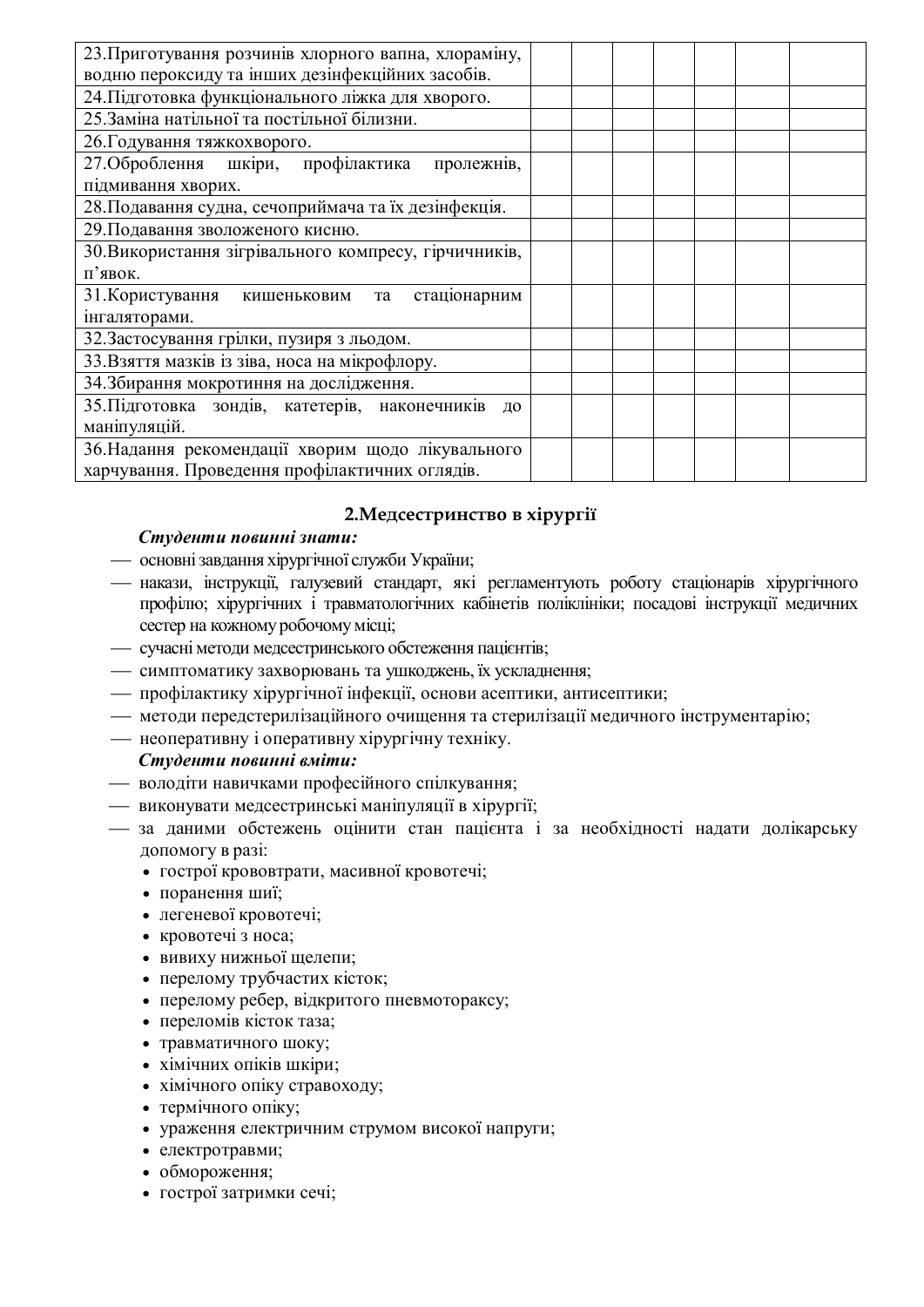| | | | | | | | |
|---|---|---|---|---|---|---|---|
| 23.Приготування розчинів хлорного вапна, хлораміну, водню пероксиду та інших дезінфекційних засобів. | | | | | | | |
| 24.Підготовка функціонального ліжка для хворого. | | | | | | | |
| 25.Заміна натільної та постільної білизни. | | | | | | | |
| 26.Годування тяжкохворого. | | | | | | | |
| 27.Оброблення шкіри, профілактика пролежнів, підмивання хворих. | | | | | | | |
| 28.Подавання судна, сечоприймача та їх дезінфекція. | | | | | | | |
| 29.Подавання зволоженого кисню. | | | | | | | |
| 30.Використання зігрівального компресу, гірчичників, п'явок. | | | | | | | |
| 31.Користування кишеньковим та стаціонарним інгаляторами. | | | | | | | |
| 32.Застосування грілки, пузиря з льодом. | | | | | | | |
| 33.Взяття мазків із зіва, носа на мікрофлору. | | | | | | | |
| 34.Збирання мокротиння на дослідження. | | | | | | | |
| 35.Підготовка зондів, катетерів, наконечників до маніпуляцій. | | | | | | | |
| 36.Надання рекомендації хворим щодо лікувального харчування. Проведення профілактичних оглядів. | | | | | | | |

## 2.Медсестринство в хірургії

***Студенти повинні знати:***

- основні завдання хірургічної служби України;
- накази, інструкції, галузевий стандарт, які регламентують роботу стаціонарів хірургічного профілю; хірургічних і травматологічних кабінетів поліклініки; посадові інструкції медичних сестер на кожному робочому місці;
- сучасні методи медсестринського обстеження пацієнтів;
- симптоматику захворювань та ушкоджень, їх ускладнення;
- профілактику хірургічної інфекції, основи асептики, антисептики;
- методи передстерилізаційного очищення та стерилізації медичного інструментарію;
- неоперативну і оперативну хірургічну техніку.

***Студенти повинні вміти:***

- володіти навичками професійного спілкування;
- виконувати медсестринські маніпуляції в хірургії;
- за даними обстежень оцінити стан пацієнта і за необхідності надати долікарську допомогу в разі:
  - гострої крововтрати, масивної кровотечі;
  - поранення шиї;
  - легеневої кровотечі;
  - кровотечі з носа;
  - вивиху нижньої щелепи;
  - перелому трубчастих кісток;
  - перелому ребер, відкритого пневмотораксу;
  - переломів кісток таза;
  - травматичного шоку;
  - хімічних опіків шкіри;
  - хімічного опіку стравоходу;
  - термічного опіку;
  - ураження електричним струмом високої напруги;
  - електротравми;
  - обмороження;
  - гострої затримки сечі;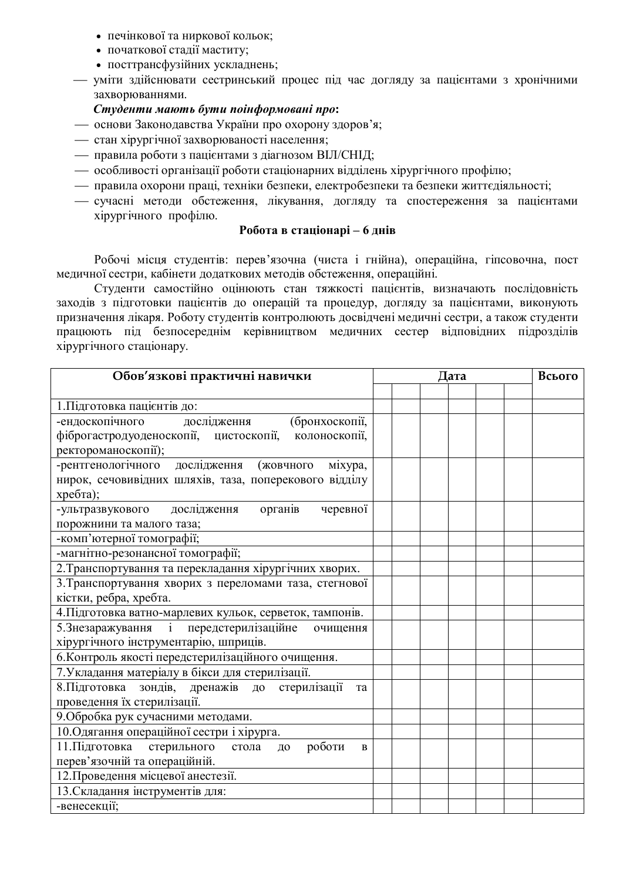- печінкової та ниркової кольок;
- початкової стадії маститу;
- посттрансфузійних ускладнень;

— уміти здійснювати сестринський процес під час догляду за пацієнтами з хронічними захворюваннями.

***Студенти мають бути поінформовані про*:**

— основи Законодавства України про охорону здоров'я;
— стан хірургічної захворюваності населення;
— правила роботи з пацієнтами з діагнозом ВІЛ/СНІД;
— особливості організації роботи стаціонарних відділень хірургічного профілю;
— правила охорони праці, техніки безпеки, електробезпеки та безпеки життєдіяльності;
— сучасні методи обстеження, лікування, догляду та спостереження за пацієнтами хірургічного профілю.

**Робота в стаціонарі – 6 днів**

Робочі місця студентів: перев'язочна (чиста і гнійна), операційна, гіпсовочна, пост медичної сестри, кабінети додаткових методів обстеження, операційні.

Студенти самостійно оцінюють стан тяжкості пацієнтів, визначають послідовність заходів з підготовки пацієнтів до операцій та процедур, догляду за пацієнтами, виконують призначення лікаря. Роботу студентів контролюють досвідчені медичні сестри, а також студенти працюють під безпосереднім керівництвом медичних сестер відповідних підрозділів хірургічного стаціонару.

| Обов'язкові практичні навички | Дата | | | | | | Всього |
|---|---|---|---|---|---|---|---|
| | | | | | | | |
| 1.Підготовка пацієнтів до: | | | | | | | |
| -ендоскопічного дослідження (бронхоскопії, фіброгастродуоденоскопії, цистоскопії, колоноскопії, ректороманоскопії); | | | | | | | |
| -рентгенологічного дослідження (жовчного міхура, нирок, сечовивідних шляхів, таза, поперекового відділу хребта); | | | | | | | |
| -ультразвукового дослідження органів черевної порожнини та малого таза; | | | | | | | |
| -комп'ютерної томографії; | | | | | | | |
| -магнітно-резонансної томографії; | | | | | | | |
| 2.Транспортування та перекладання хірургічних хворих. | | | | | | | |
| 3.Транспортування хворих з переломами таза, стегнової кістки, ребра, хребта. | | | | | | | |
| 4.Підготовка ватно-марлевих кульок, серветок, тампонів. | | | | | | | |
| 5.Знезаражування і передстерилізаційне очищення хірургічного інструментарію, шприців. | | | | | | | |
| 6.Контроль якості передстерилізаційного очищення. | | | | | | | |
| 7.Укладання матеріалу в бікси для стерилізації. | | | | | | | |
| 8.Підготовка зондів, дренажів до стерилізації та проведення їх стерилізації. | | | | | | | |
| 9.Обробка рук сучасними методами. | | | | | | | |
| 10.Одягання операційної сестри і хірурга. | | | | | | | |
| 11.Підготовка стерильного стола до роботи в перев'язочній та операційній. | | | | | | | |
| 12.Проведення місцевої анестезії. | | | | | | | |
| 13.Складання інструментів для: | | | | | | | |
| -венесекції; | | | | | | | |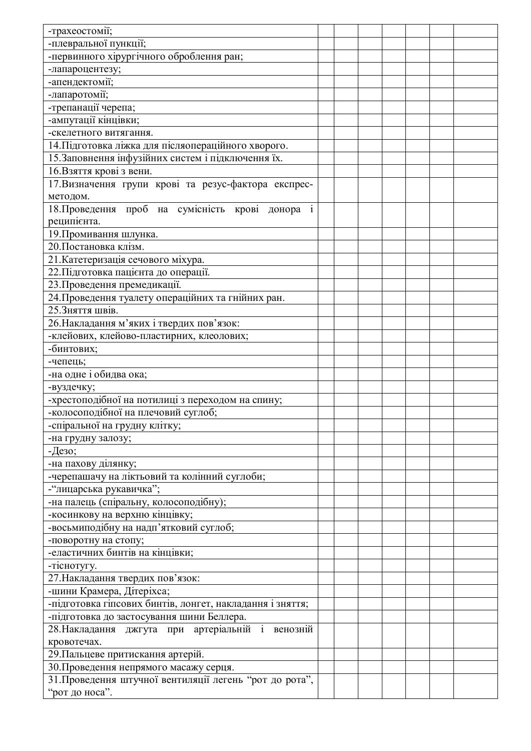| | | | | | | | |
|---|---|---|---|---|---|---|---|
| -трахеостомії; | | | | | | | |
| -плевральної пункції; | | | | | | | |
| -первинного хірургічного оброблення ран; | | | | | | | |
| -лапароцентезу; | | | | | | | |
| -апендектомії; | | | | | | | |
| -лапаротомії; | | | | | | | |
| -трепанації черепа; | | | | | | | |
| -ампутації кінцівки; | | | | | | | |
| -скелетного витягання. | | | | | | | |
| 14.Підготовка ліжка для післяопераційного хворого. | | | | | | | |
| 15.Заповнення інфузійних систем і підключення їх. | | | | | | | |
| 16.Взяття крові з вени. | | | | | | | |
| 17.Визначення групи крові та резус-фактора експрес-методом. | | | | | | | |
| 18.Проведення проб на сумісність крові донора і реципієнта. | | | | | | | |
| 19.Промивання шлунка. | | | | | | | |
| 20.Постановка клізм. | | | | | | | |
| 21.Катетеризація сечового міхура. | | | | | | | |
| 22.Підготовка пацієнта до операції. | | | | | | | |
| 23.Проведення премедикації. | | | | | | | |
| 24.Проведення туалету операційних та гнійних ран. | | | | | | | |
| 25.Зняття швів. | | | | | | | |
| 26.Накладання м'яких і твердих пов'язок: | | | | | | | |
| -клейових, клейово-пластирних, клеолових; | | | | | | | |
| -бинтових; | | | | | | | |
| -чепець; | | | | | | | |
| -на одне і обидва ока; | | | | | | | |
| -вуздечку; | | | | | | | |
| -хрестоподібної на потилиці з переходом на спину; | | | | | | | |
| -колосоподібної на плечовий суглоб; | | | | | | | |
| -спіральної на грудну клітку; | | | | | | | |
| -на грудну залозу; | | | | | | | |
| -Дезо; | | | | | | | |
| -на пахову ділянку; | | | | | | | |
| -черепашачу на ліктьовий та колінний суглоби; | | | | | | | |
| -"лицарська рукавичка"; | | | | | | | |
| -на палець (спіральну, колосоподібну); | | | | | | | |
| -косинкову на верхню кінцівку; | | | | | | | |
| -восьмиподібну на надп'ятковий суглоб; | | | | | | | |
| -поворотну на стопу; | | | | | | | |
| -еластичних бинтів на кінцівки; | | | | | | | |
| -тіснотугу. | | | | | | | |
| 27.Накладання твердих пов'язок: | | | | | | | |
| -шини Крамера, Дітеріхса; | | | | | | | |
| -підготовка гіпсових бинтів, лонгет, накладання і зняття; | | | | | | | |
| -підготовка до застосування шини Беллера. | | | | | | | |
| 28.Накладання джгута при артеріальній і венозній кровотечах. | | | | | | | |
| 29.Пальцеве притискання артерій. | | | | | | | |
| 30.Проведення непрямого масажу серця. | | | | | | | |
| 31.Проведення штучної вентиляції легень "рот до рота", "рот до носа". | | | | | | | |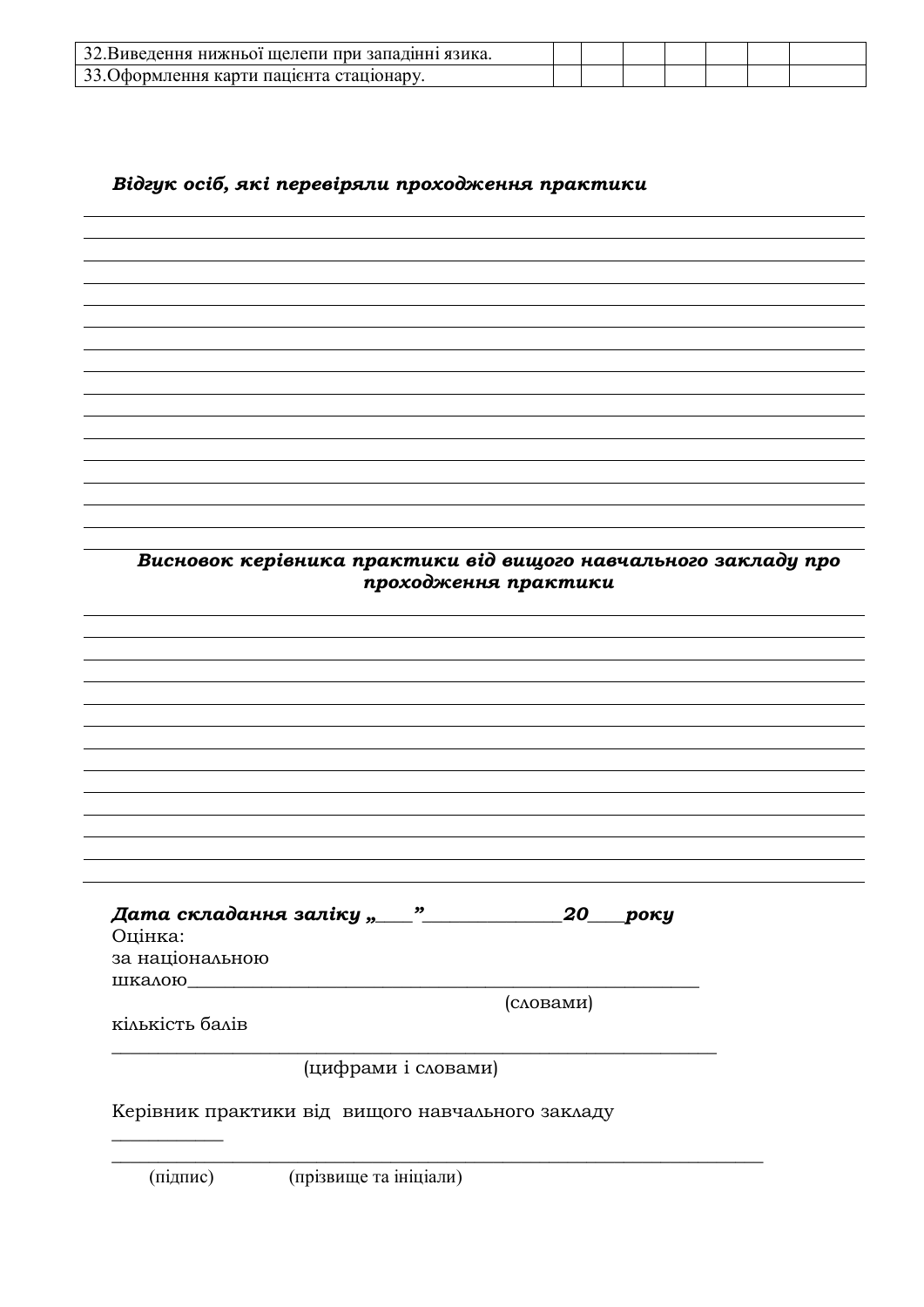| 32.Виведення нижньої щелепи при западінні язика. | | | | | | | |
|---|---|---|---|---|---|---|---|
| 33.Оформлення карти пацієнта стаціонару. | | | | | | | |

***Відгук осіб, які перевіряли проходження практики***

_______________________________________________________________________________
_______________________________________________________________________________
_______________________________________________________________________________
_______________________________________________________________________________
_______________________________________________________________________________
_______________________________________________________________________________
_______________________________________________________________________________
_______________________________________________________________________________
_______________________________________________________________________________
_______________________________________________________________________________
_______________________________________________________________________________
_______________________________________________________________________________
_______________________________________________________________________________
_______________________________________________________________________________
_______________________________________________________________________________
_______________________________________________________________________________

***Висновок керівника практики від вищого навчального закладу про проходження практики***

_______________________________________________________________________________
_______________________________________________________________________________
_______________________________________________________________________________
_______________________________________________________________________________
_______________________________________________________________________________
_______________________________________________________________________________
_______________________________________________________________________________
_______________________________________________________________________________
_______________________________________________________________________________
_______________________________________________________________________________
_______________________________________________________________________________
_______________________________________________________________________________
_______________________________________________________________________________

***Дата складання заліку „____”______________20____року***

Оцінка:

за національною шкалою_______________________________________________________

(словами)

кількість балів

_______________________________________________________________

(цифрами і словами)

Керівник практики від вищого навчального закладу

___________

_______________________________________________________________

(підпис) (прізвище та ініціали)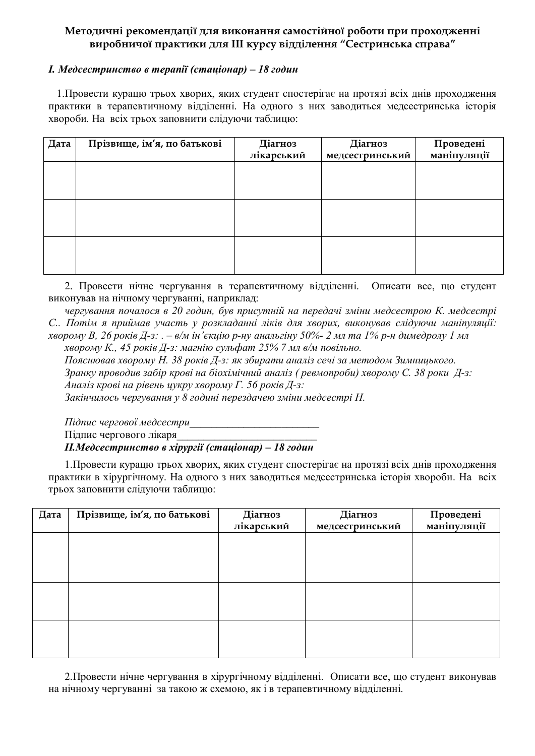**Методичні рекомендації для виконання самостійної роботи при проходженні виробничої практики для III курсу відділення “Сестринська справа”**

***I. Медсестринство в терапії (стаціонар) – 18 годин***

1.Провести курацю трьох хворих, яких студент спостерігає на протязі всіх днів проходження практики в терапевтичному відділенні. На одного з них заводиться медсестринська історія хвороби. На всіх трьох заповнити слідуючи таблицю:

| Дата | Прізвище, ім’я, по батькові | Діагноз лікарський | Діагноз медсестринський | Проведені маніпуляції |
|---|---|---|---|---|
| | | | | |
| | | | | |
| | | | | |

2. Провести нічне чергування в терапевтичному відділенні. Описати все, що студент виконував на нічному чергуванні, наприклад:

*чергування почалося в 20 годин, був присутній на передачі зміни медсестрою К. медсестрі С.. Потім я приймав участь у розкладанні ліків для хворих, виконував слідуючи маніпуляції: хворому В, 26 років Д-з: . – в/м ін’єкцію р-ну анальгіну 50%- 2 мл та 1% р-н димедролу 1 мл*

*хворому К., 45 років Д-з: магнію сульфат 25% 7 мл в/м повільно.*

*Пояснював хворому Н. 38 років Д-з: як збирати аналіз сечі за методом Зимницького.*

*Зранку проводив забір крові на біохімічний аналіз ( ревмопроби) хворому С. 38 роки Д-з:*

*Аналіз крові на рівень цукру хворому Г. 56 років Д-з:*

*Закінчилось чергування у 8 годині перездачею зміни медсестрі Н.*

*Підпис чергової медсестри*_________________________

Підпис чергового лікаря__________________________

***II.Медсестринство в хірургії (стаціонар) – 18 годин***

1.Провести курацю трьох хворих, яких студент спостерігає на протязі всіх днів проходження практики в хірургічному. На одного з них заводиться медсестринська історія хвороби. На всіх трьох заповнити слідуючи таблицю:

| Дата | Прізвище, ім’я, по батькові | Діагноз лікарський | Діагноз медсестринський | Проведені маніпуляції |
|---|---|---|---|---|
| | | | | |
| | | | | |
| | | | | |

2.Провести нічне чергування в хірургічному відділенні. Описати все, що студент виконував на нічному чергуванні за такою ж схемою, як і в терапевтичному відділенні.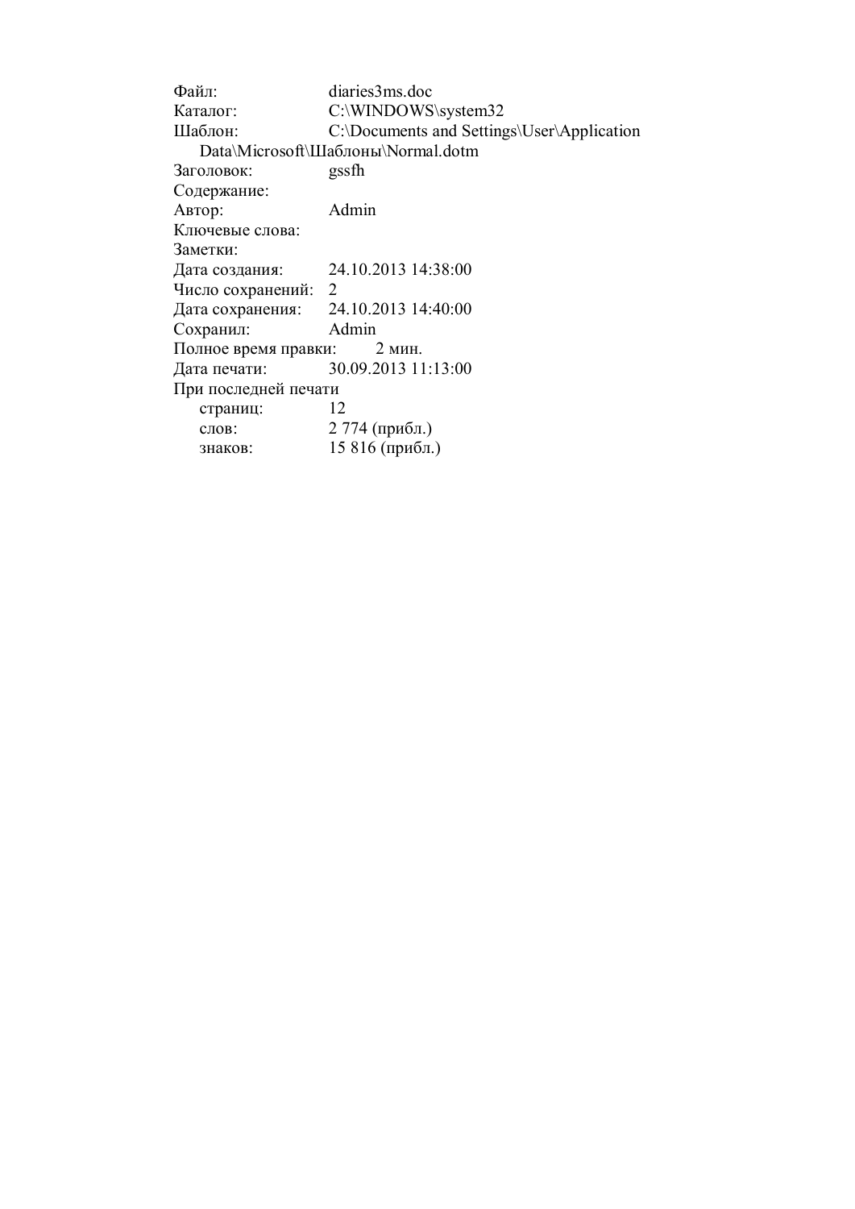Файл: diaries3ms.doc
Каталог: C:\WINDOWS\system32
Шаблон: C:\Documents and Settings\User\Application Data\Microsoft\Шаблоны\Normal.dotm
Заголовок: gssfh
Содержание:
Автор: Admin
Ключевые слова:
Заметки:
Дата создания: 24.10.2013 14:38:00
Число сохранений: 2
Дата сохранения: 24.10.2013 14:40:00
Сохранил: Admin
Полное время правки: 2 мин.
Дата печати: 30.09.2013 11:13:00
При последней печати
страниц: 12
слов: 2 774 (прибл.)
знаков: 15 816 (прибл.)